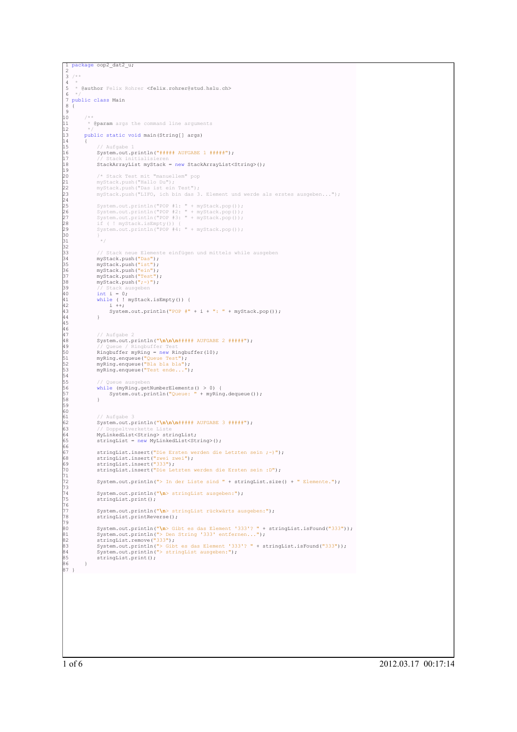```java
package oop2_dat2_u;

/**
 *
 * @author Felix Rohrer <felix.rohrer@stud.hslu.ch>
 */
public class Main
{

    /**
     * @param args the command line arguments
     */
    public static void main(String[] args)
    {
        // Aufgabe 1
        System.out.println("##### AUFGABE 1 #####");
        // Stack initialisieren
        StackArrayList myStack = new StackArrayList<String>();

        /* Stack Test mit "manuellem" pop
        myStack.push("Hallo Du");
        myStack.push("Das ist ein Test");
        myStack.push("LIFO, ich bin das 3. Element und werde als erstes ausgeben...");

        System.out.println("POP #1: " + myStack.pop());
        System.out.println("POP #2: " + myStack.pop());
        System.out.println("POP #3: " + myStack.pop());
        if ( ! myStack.isEmpty()) {
        System.out.println("POP #4: " + myStack.pop());
        }
         */

        // Stack neue Elemente einfügen und mittels while ausgeben
        myStack.push("Das");
        myStack.push("ist");
        myStack.push("ein");
        myStack.push("Test");
        myStack.push(";-)");
        // Stack ausgeben
        int i = 0;
        while ( ! myStack.isEmpty()) {
            i ++;
            System.out.println("POP #" + i + ": " + myStack.pop());
        }


        // Aufgabe 2
        System.out.println("\n\n\n##### AUFGABE 2 #####");
        // Queue / Ringbuffer Test
        Ringbuffer myRing = new Ringbuffer(10);
        myRing.enqueue("Queue Test");
        myRing.enqueue("Bla bla bla");
        myRing.enqueue("Test ende...");

        // Queue ausgeben
        while (myRing.getNumberElements() > 0) {
            System.out.println("Queue: " + myRing.dequeue());
        }


        // Aufgabe 3
        System.out.println("\n\n\n##### AUFGABE 3 #####");
        // Doppeltverkette Liste
        MyLinkedList<String> stringList;
        stringList = new MyLinkedList<String>();

        stringList.insert("Die Ersten werden die Letzten sein ;-)");
        stringList.insert("zwei zwei");
        stringList.insert("333");
        stringList.insert("Die Letzten werden die Ersten sein :D");

        System.out.println("> In der Liste sind " + stringList.size() + " Elemente.");

        System.out.println("\n> stringList ausgeben:");
        stringList.print();

        System.out.println("\n> stringList rückwärts ausgeben:");
        stringList.printReverse();

        System.out.println("\n> Gibt es das Element '333'? " + stringList.isFound("333"));
        System.out.println("> Den String '333' entfernen...");
        stringList.remove("333");
        System.out.println("> Gibt es das Element '333'? " + stringList.isFound("333"));
        System.out.println("> stringList ausgeben:");
        stringList.print();
    }
}
```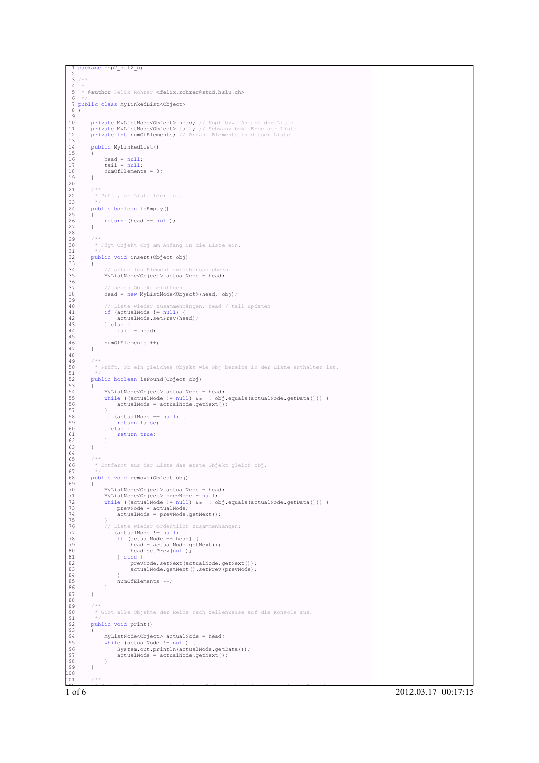```java
package oop2_dat2_u;

/**
 *
 * @author Felix Rohrer <felix.rohrer@stud.hslu.ch>
 */
public class MyLinkedList<Object>
{

    private MyListNode<Object> head; // Kopf bzw. Anfang der Liste
    private MyListNode<Object> tail; // Schwanz bzw. Ende der Liste
    private int numOfElements; // Anzahl Elemente in dieser Liste

    public MyLinkedList()
    {
        head = null;
        tail = null;
        numOfElements = 0;
    }

    /**
     * Prüft, ob Liste leer ist.
     */
    public boolean isEmpty()
    {
        return (head == null);
    }

    /**
     * Fügt Objekt obj am Anfang in die Liste ein.
     */
    public void insert(Object obj)
    {
        // aktuelles Element zwischenspeichern
        MyListNode<Object> actualNode = head;

        // neues Objekt einfügen
        head = new MyListNode<Object>(head, obj);

        // Liste wieder zusammenhängen, head / tail updaten
        if (actualNode != null) {
            actualNode.setPrev(head);
        } else {
            tail = head;
        }
        numOfElements ++;
    }

    /**
     * Prüft, ob ein gleiches Objekt wie obj bereits in der Liste enthalten ist.
     */
    public boolean isFound(Object obj)
    {
        MyListNode<Object> actualNode = head;
        while ((actualNode != null) &&  ! obj.equals(actualNode.getData())) {
            actualNode = actualNode.getNext();
        }
        if (actualNode == null) {
            return false;
        } else {
            return true;
        }
    }

    /**
     * Entfernt aus der Liste das erste Objekt gleich obj.
     */
    public void remove(Object obj)
    {
        MyListNode<Object> actualNode = head;
        MyListNode<Object> prevNode = null;
        while ((actualNode != null) &&  ! obj.equals(actualNode.getData())) {
            prevNode = actualNode;
            actualNode = prevNode.getNext();
        }
        // Liste wieder ordentlich zusammenhängen:
        if (actualNode != null) {
            if (actualNode == head) {
                head = actualNode.getNext();
                head.setPrev(null);
            } else {
                prevNode.setNext(actualNode.getNext());
                actualNode.getNext().setPrev(prevNode);
            }
            numOfElements --;
        }
    }

    /**
     * Gibt alle Objekte der Reihe nach zeilenweise auf die Konsole aus.
     */
    public void print()
    {
        MyListNode<Object> actualNode = head;
        while (actualNode != null) {
            System.out.println(actualNode.getData());
            actualNode = actualNode.getNext();
        }
    }

    /**
```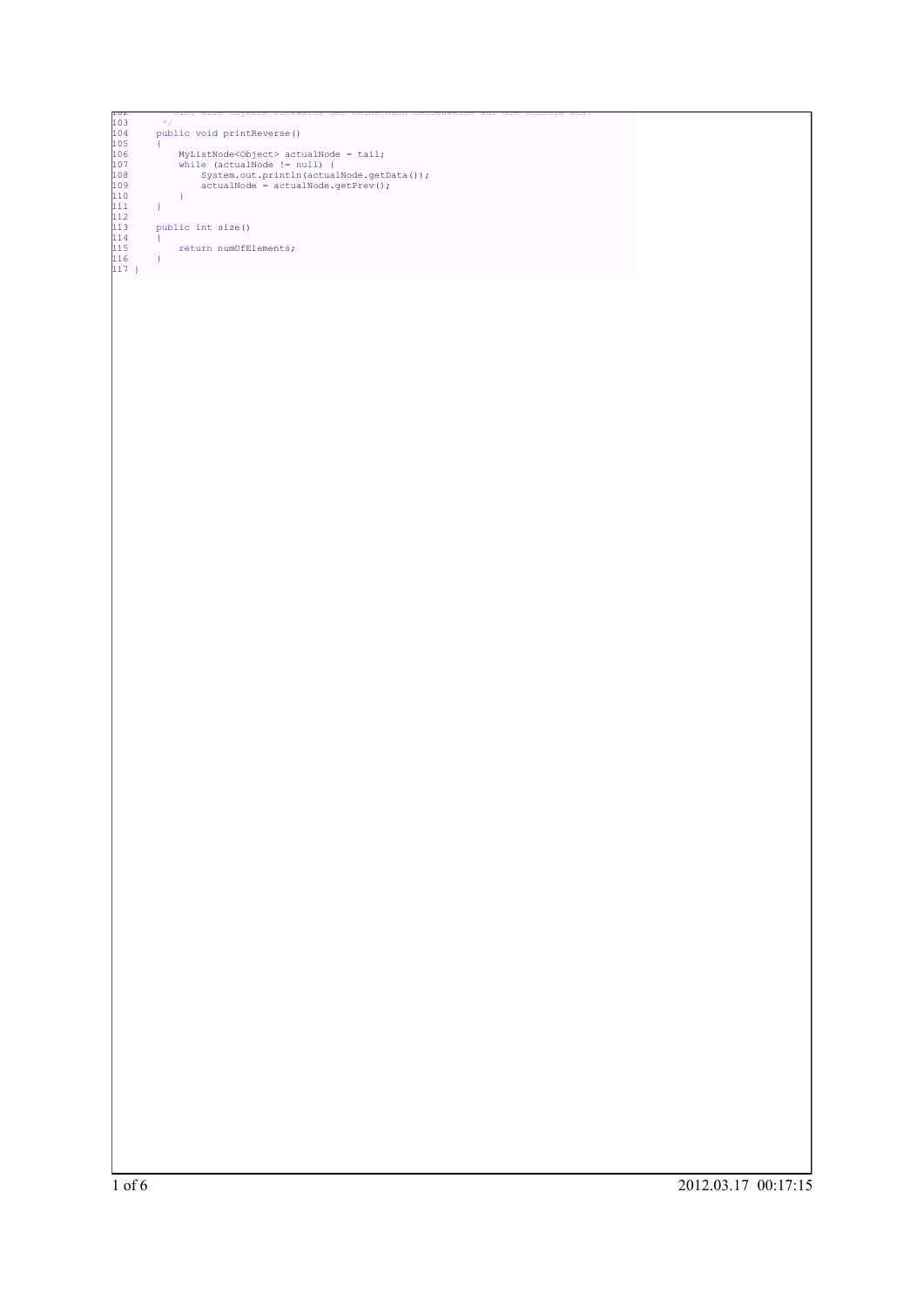```
102          Gibt alle Objekte rückwärts der Reihe nach zeilenweise auf die Konsole aus.
103          */
104      public void printReverse()
105      {
106          MyListNode<Object> actualNode = tail;
107          while (actualNode != null) {
108              System.out.println(actualNode.getData());
109              actualNode = actualNode.getPrev();
110          }
111      }
112
113      public int size()
114      {
115          return numOfElements;
116      }
117  }
```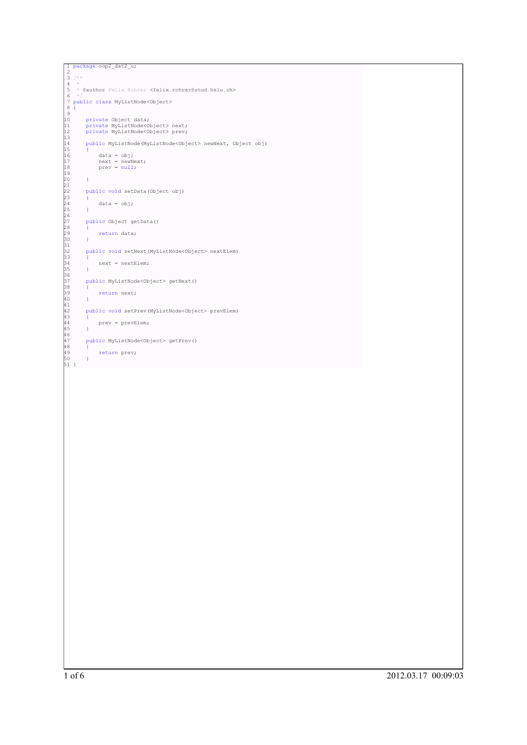```java
package oop2_dat2_u;

/**
 *
 * @author Felix Rohrer <felix.rohrer@stud.hslu.ch>
 */
public class MyListNode<Object>
{

    private Object data;
    private MyListNode<Object> next;
    private MyListNode<Object> prev;

    public MyListNode(MyListNode<Object> newNext, Object obj)
    {
        data = obj;
        next = newNext;
        prev = null;

    }

    public void setData(Object obj)
    {
        data = obj;
    }

    public Object getData()
    {
        return data;
    }

    public void setNext(MyListNode<Object> nextElem)
    {
        next = nextElem;
    }

    public MyListNode<Object> getNext()
    {
        return next;
    }

    public void setPrev(MyListNode<Object> prevElem)
    {
        prev = prevElem;
    }

    public MyListNode<Object> getPrev()
    {
        return prev;
    }
}
```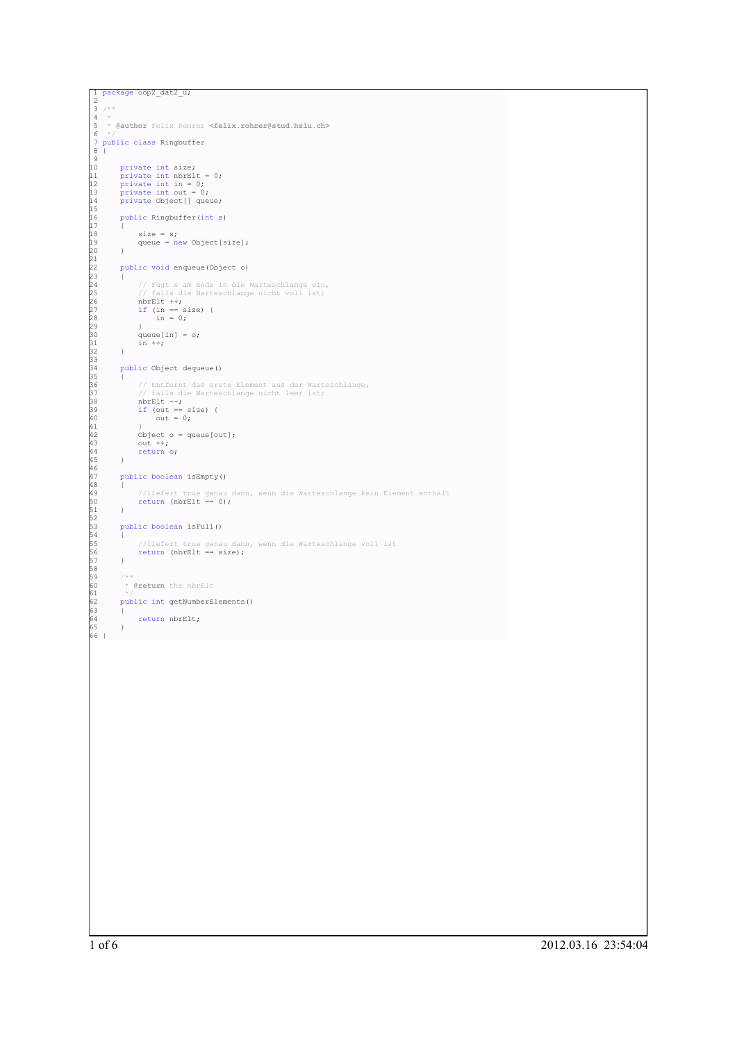```java
package oop2_dat2_u;

/**
 *
 * @author Felix Rohrer <felix.rohrer@stud.hslu.ch>
 */
public class Ringbuffer
{

    private int size;
    private int nbrElt = 0;
    private int in = 0;
    private int out = 0;
    private Object[] queue;

    public Ringbuffer(int s)
    {
        size = s;
        queue = new Object[size];
    }

    public void enqueue(Object o)
    {
        // Fügt x am Ende in die Warteschlange ein,
        // falls die Warteschlange nicht voll ist;
        nbrElt ++;
        if (in == size) {
            in = 0;
        }
        queue[in] = o;
        in ++;
    }

    public Object dequeue()
    {
        // Entfernt das erste Element aus der Warteschlange,
        // falls die Warteschlange nicht leer ist;
        nbrElt --;
        if (out == size) {
            out = 0;
        }
        Object o = queue[out];
        out ++;
        return o;
    }

    public boolean isEmpty()
    {
        //liefert true genau dann, wenn die Warteschlange kein Element enthält
        return (nbrElt == 0);
    }

    public boolean isFull()
    {
        //liefert true genau dann, wenn die Warteschlange voll ist
        return (nbrElt == size);
    }

    /**
     * @return the nbrElt
     */
    public int getNumberElements()
    {
        return nbrElt;
    }
}
```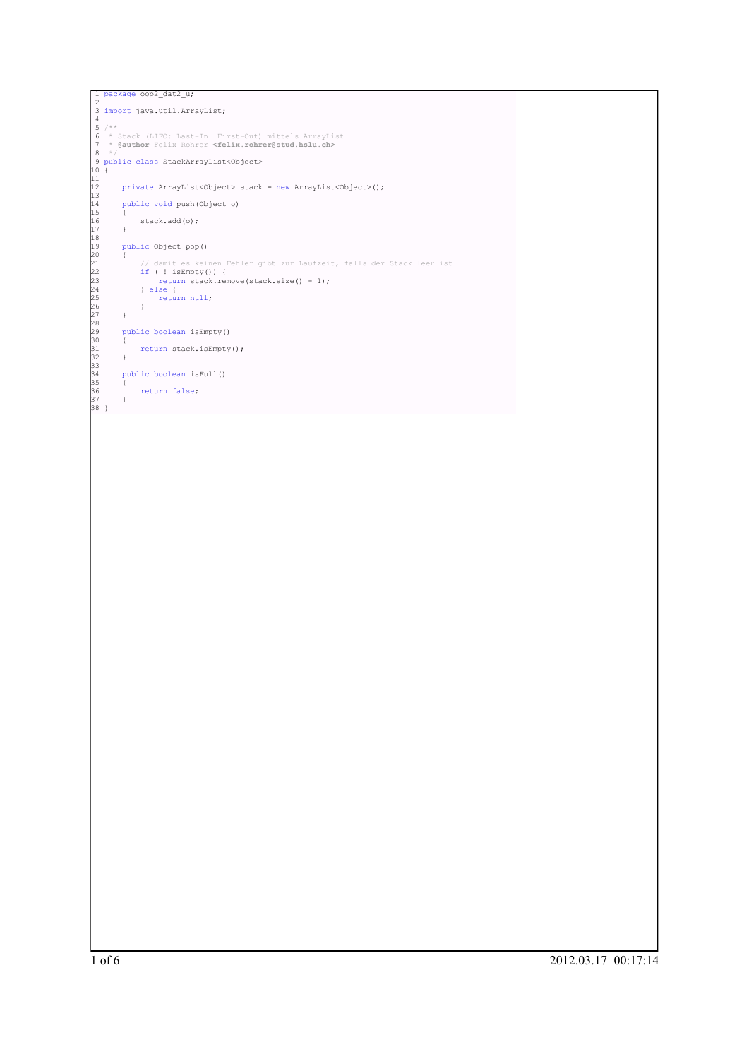```java
package oop2_dat2_u;

import java.util.ArrayList;

/**
 * Stack (LIFO: Last-In  First-Out) mittels ArrayList
 * @author Felix Rohrer <felix.rohrer@stud.hslu.ch>
 */
public class StackArrayList<Object>
{

    private ArrayList<Object> stack = new ArrayList<Object>();

    public void push(Object o)
    {
        stack.add(o);
    }

    public Object pop()
    {
        // damit es keinen Fehler gibt zur Laufzeit, falls der Stack leer ist
        if ( ! isEmpty()) {
            return stack.remove(stack.size() - 1);
        } else {
            return null;
        }
    }

    public boolean isEmpty()
    {
        return stack.isEmpty();
    }

    public boolean isFull()
    {
        return false;
    }
}
```